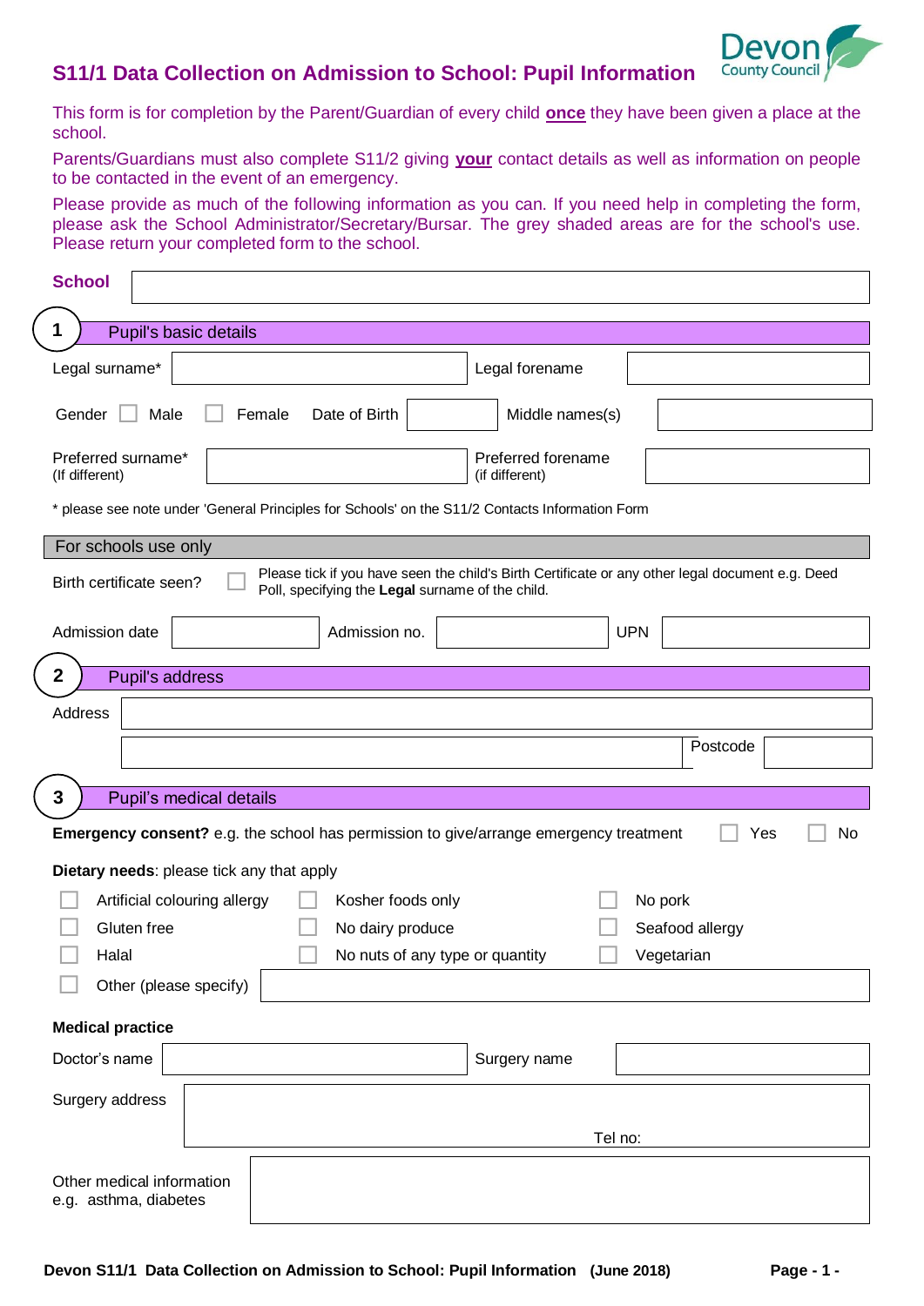# S11/1 Data Collection on Admission to School: Pupil Information

Devon County Council

This form is for completion by the Parent/Guardian of every child **once** they have been given a place at the school.

Parents/Guardians must also complete S11/2 giving **your** contact details as well as information on people to be contacted in the event of an emergency.

Please provide as much of the following information as you can. If you need help in completing the form, please ask the School Administrator/Secretary/Bursar. The grey shaded areas are for the school's use. Please return your completed form to the school.

**School**

## 1 Pupil's basic details

| | | | |
|---|---|---|---|
| Legal surname* | | Legal forename | |
| Gender ☐ Male ☐ Female | Date of Birth | Middle names(s) | |
| Preferred surname* (If different) | | Preferred forename (if different) | |

* please see note under 'General Principles for Schools' on the S11/2 Contacts Information Form

**For schools use only**

Birth certificate seen? ☐ Please tick if you have seen the child's Birth Certificate or any other legal document e.g. Deed Poll, specifying the **Legal** surname of the child.

| | | | | | |
|---|---|---|---|---|---|
| Admission date | | Admission no. | | UPN | |

## 2 Pupil's address

Address

Postcode

## 3 Pupil's medical details

**Emergency consent?** e.g. the school has permission to give/arrange emergency treatment ☐ Yes ☐ No

**Dietary needs**: please tick any that apply

| | | |
|---|---|---|
| ☐ Artificial colouring allergy | ☐ Kosher foods only | ☐ No pork |
| ☐ Gluten free | ☐ No dairy produce | ☐ Seafood allergy |
| ☐ Halal | ☐ No nuts of any type or quantity | ☐ Vegetarian |

☐ Other (please specify)

**Medical practice**

| | | | |
|---|---|---|---|
| Doctor's name | | Surgery name | |

Surgery address

Tel no:

Other medical information e.g. asthma, diabetes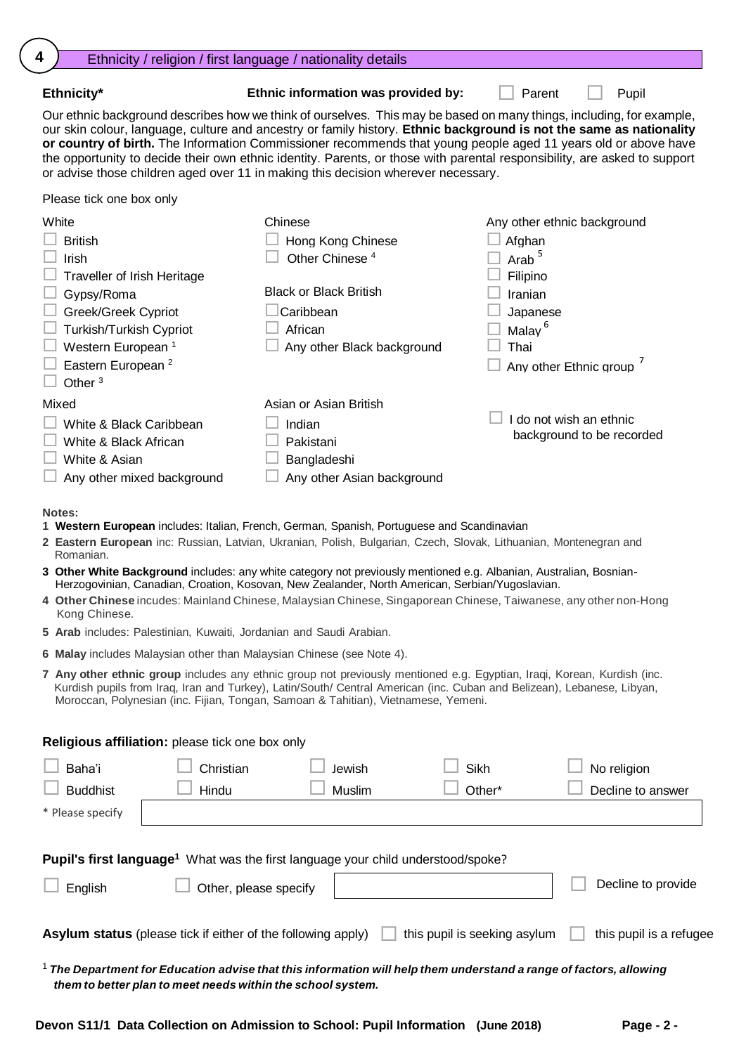## 4 Ethnicity / religion / first language / nationality details

**Ethnicity*** **Ethnic information was provided by:** ☐ Parent ☐ Pupil

Our ethnic background describes how we think of ourselves. This may be based on many things, including, for example, our skin colour, language, culture and ancestry or family history. **Ethnic background is not the same as nationality or country of birth.** The Information Commissioner recommends that young people aged 11 years old or above have the opportunity to decide their own ethnic identity. Parents, or those with parental responsibility, are asked to support or advise those children aged over 11 in making this decision wherever necessary.

Please tick one box only

White
- ☐ British
- ☐ Irish
- ☐ Traveller of Irish Heritage
- ☐ Gypsy/Roma
- ☐ Greek/Greek Cypriot
- ☐ Turkish/Turkish Cypriot
- ☐ Western European [1]
- ☐ Eastern European [2]
- ☐ Other [3]

Mixed
- ☐ White & Black Caribbean
- ☐ White & Black African
- ☐ White & Asian
- ☐ Any other mixed background

Chinese
- ☐ Hong Kong Chinese
- ☐ Other Chinese [4]

Black or Black British
- ☐ Caribbean
- ☐ African
- ☐ Any other Black background

Asian or Asian British
- ☐ Indian
- ☐ Pakistani
- ☐ Bangladeshi
- ☐ Any other Asian background

Any other ethnic background
- ☐ Afghan
- ☐ Arab [5]
- ☐ Filipino
- ☐ Iranian
- ☐ Japanese
- ☐ Malay [6]
- ☐ Thai
- ☐ Any other Ethnic group [7]

☐ I do not wish an ethnic background to be recorded

**Notes:**

1 **Western European** includes: Italian, French, German, Spanish, Portuguese and Scandinavian

2 **Eastern European** inc: Russian, Latvian, Ukranian, Polish, Bulgarian, Czech, Slovak, Lithuanian, Montenegran and Romanian.

3 **Other White Background** includes: any white category not previously mentioned e.g. Albanian, Australian, Bosnian-Herzogovinian, Canadian, Croation, Kosovan, New Zealander, North American, Serbian/Yugoslavian.

4 **Other Chinese** incudes: Mainland Chinese, Malaysian Chinese, Singaporean Chinese, Taiwanese, any other non-Hong Kong Chinese.

5 **Arab** includes: Palestinian, Kuwaiti, Jordanian and Saudi Arabian.

6 **Malay** includes Malaysian other than Malaysian Chinese (see Note 4).

7 **Any other ethnic group** includes any ethnic group not previously mentioned e.g. Egyptian, Iraqi, Korean, Kurdish (inc. Kurdish pupils from Iraq, Iran and Turkey), Latin/South/ Central American (inc. Cuban and Belizean), Lebanese, Libyan, Moroccan, Polynesian (inc. Fijian, Tongan, Samoan & Tahitian), Vietnamese, Yemeni.

**Religious affiliation:** please tick one box only

| | | | | |
|---|---|---|---|---|
| ☐ Baha'i | ☐ Christian | ☐ Jewish | ☐ Sikh | ☐ No religion |
| ☐ Buddhist | ☐ Hindu | ☐ Muslim | ☐ Other* | ☐ Decline to answer |

\* Please specify ____________________

**Pupil's first language[1]** What was the first language your child understood/spoke?

☐ English ☐ Other, please specify ____________________ ☐ Decline to provide

**Asylum status** (please tick if either of the following apply) ☐ this pupil is seeking asylum ☐ this pupil is a refugee

[1] ***The Department for Education advise that this information will help them understand a range of factors, allowing them to better plan to meet needs within the school system.***

**Devon S11/1 Data Collection on Admission to School: Pupil Information (June 2018)**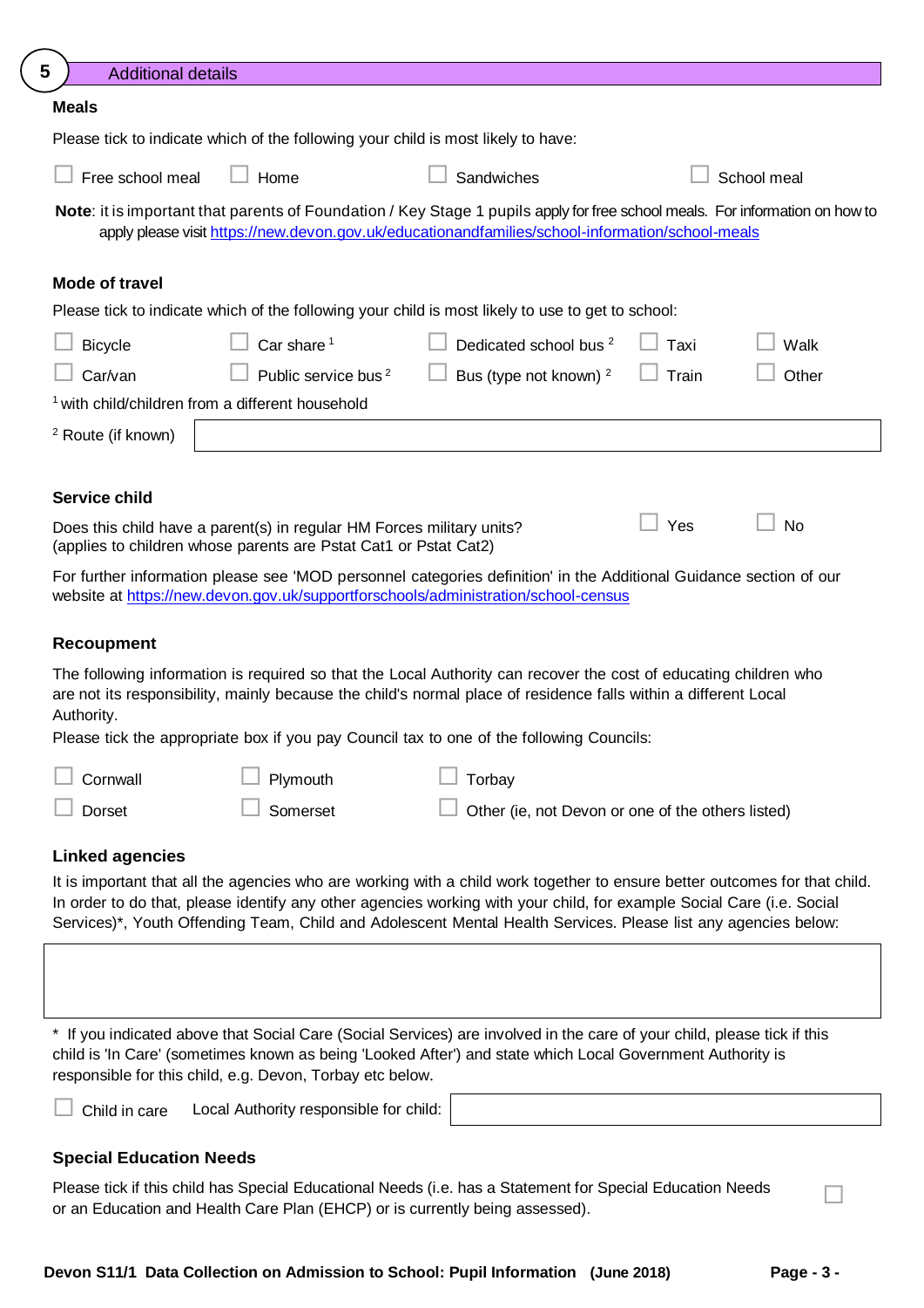## 5 Additional details

### Meals

Please tick to indicate which of the following your child is most likely to have:

☐ Free school meal ☐ Home ☐ Sandwiches ☐ School meal

**Note**: it is important that parents of Foundation / Key Stage 1 pupils apply for free school meals. For information on how to apply please visit https://new.devon.gov.uk/educationandfamilies/school-information/school-meals

### Mode of travel

Please tick to indicate which of the following your child is most likely to use to get to school:

| | | | | |
|---|---|---|---|---|
| ☐ Bicycle | ☐ Car share [1] | ☐ Dedicated school bus [2] | ☐ Taxi | ☐ Walk |
| ☐ Car/van | ☐ Public service bus [2] | ☐ Bus (type not known) [2] | ☐ Train | ☐ Other |

[1] with child/children from a different household

[2] Route (if known) ______________________

### Service child

Does this child have a parent(s) in regular HM Forces military units? (applies to children whose parents are Pstat Cat1 or Pstat Cat2) ☐ Yes ☐ No

For further information please see 'MOD personnel categories definition' in the Additional Guidance section of our website at https://new.devon.gov.uk/supportforschools/administration/school-census

### Recoupment

The following information is required so that the Local Authority can recover the cost of educating children who are not its responsibility, mainly because the child's normal place of residence falls within a different Local Authority.

Please tick the appropriate box if you pay Council tax to one of the following Councils:

| | | |
|---|---|---|
| ☐ Cornwall | ☐ Plymouth | ☐ Torbay |
| ☐ Dorset | ☐ Somerset | ☐ Other (ie, not Devon or one of the others listed) |

### Linked agencies

It is important that all the agencies who are working with a child work together to ensure better outcomes for that child. In order to do that, please identify any other agencies working with your child, for example Social Care (i.e. Social Services)*, Youth Offending Team, Child and Adolescent Mental Health Services. Please list any agencies below:

______________________

\* If you indicated above that Social Care (Social Services) are involved in the care of your child, please tick if this child is 'In Care' (sometimes known as being 'Looked After') and state which Local Government Authority is responsible for this child, e.g. Devon, Torbay etc below.

☐ Child in care Local Authority responsible for child: ______________________

### Special Education Needs

Please tick if this child has Special Educational Needs (i.e. has a Statement for Special Education Needs or an Education and Health Care Plan (EHCP) or is currently being assessed). ☐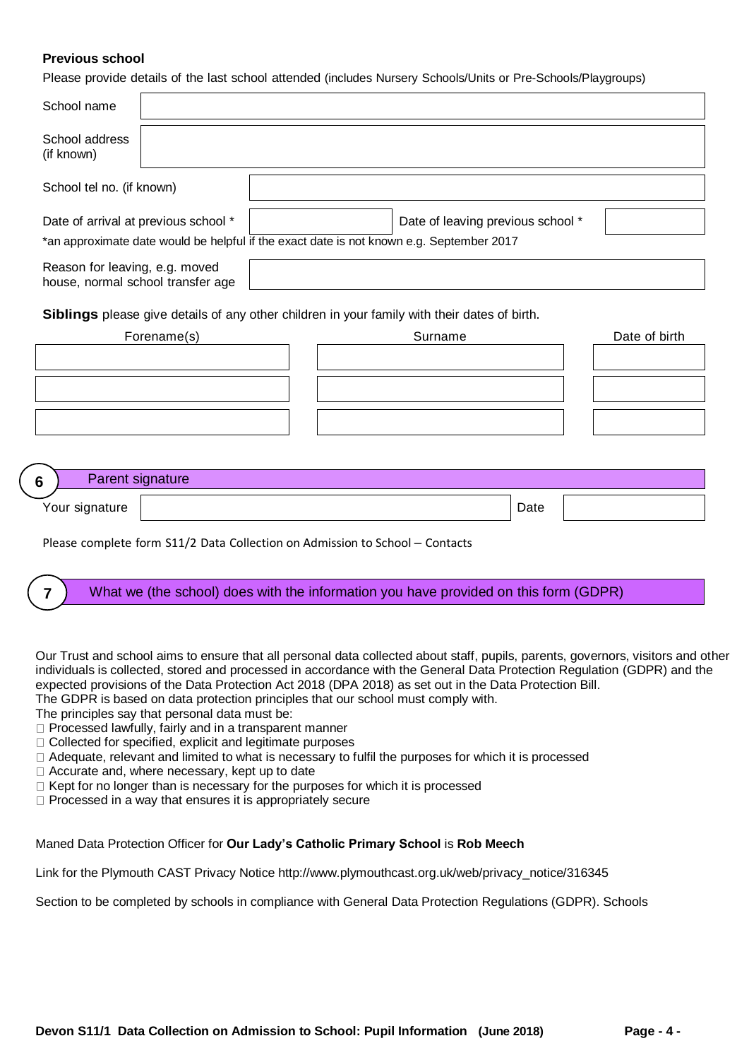**Previous school**

Please provide details of the last school attended (includes Nursery Schools/Units or Pre-Schools/Playgroups)

| | |
|---|---|
| School name | |
| School address (if known) | |
| School tel no. (if known) | |

| | | | |
|---|---|---|---|
| Date of arrival at previous school * | | Date of leaving previous school * | |

*an approximate date would be helpful if the exact date is not known e.g. September 2017

| | |
|---|---|
| Reason for leaving, e.g. moved house, normal school transfer age | |

**Siblings** please give details of any other children in your family with their dates of birth.

| Forename(s) | Surname | Date of birth |
|---|---|---|
| | | |
| | | |
| | | |

## 6 Parent signature

| | | | |
|---|---|---|---|
| Your signature | | Date | |

Please complete form S11/2 Data Collection on Admission to School – Contacts

## 7 What we (the school) does with the information you have provided on this form (GDPR)

Our Trust and school aims to ensure that all personal data collected about staff, pupils, parents, governors, visitors and other individuals is collected, stored and processed in accordance with the General Data Protection Regulation (GDPR) and the expected provisions of the Data Protection Act 2018 (DPA 2018) as set out in the Data Protection Bill.
The GDPR is based on data protection principles that our school must comply with.
The principles say that personal data must be:

- Processed lawfully, fairly and in a transparent manner
- Collected for specified, explicit and legitimate purposes
- Adequate, relevant and limited to what is necessary to fulfil the purposes for which it is processed
- Accurate and, where necessary, kept up to date
- Kept for no longer than is necessary for the purposes for which it is processed
- Processed in a way that ensures it is appropriately secure

Maned Data Protection Officer for **Our Lady's Catholic Primary School** is **Rob Meech**

Link for the Plymouth CAST Privacy Notice http://www.plymouthcast.org.uk/web/privacy_notice/316345

Section to be completed by schools in compliance with General Data Protection Regulations (GDPR). Schools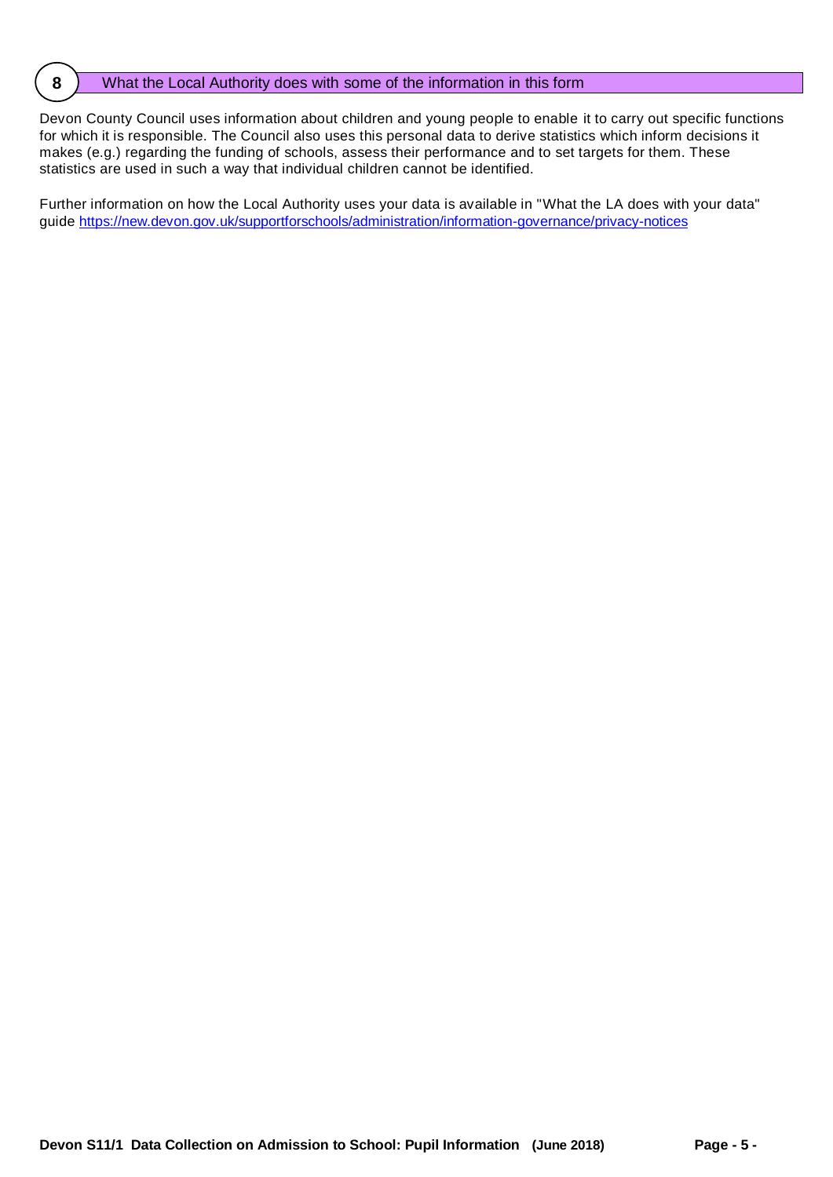## 8 What the Local Authority does with some of the information in this form

Devon County Council uses information about children and young people to enable it to carry out specific functions for which it is responsible. The Council also uses this personal data to derive statistics which inform decisions it makes (e.g.) regarding the funding of schools, assess their performance and to set targets for them. These statistics are used in such a way that individual children cannot be identified.

Further information on how the Local Authority uses your data is available in "What the LA does with your data" guide [https://new.devon.gov.uk/supportforschools/administration/information-governance/privacy-notices](https://new.devon.gov.uk/supportforschools/administration/information-governance/privacy-notices)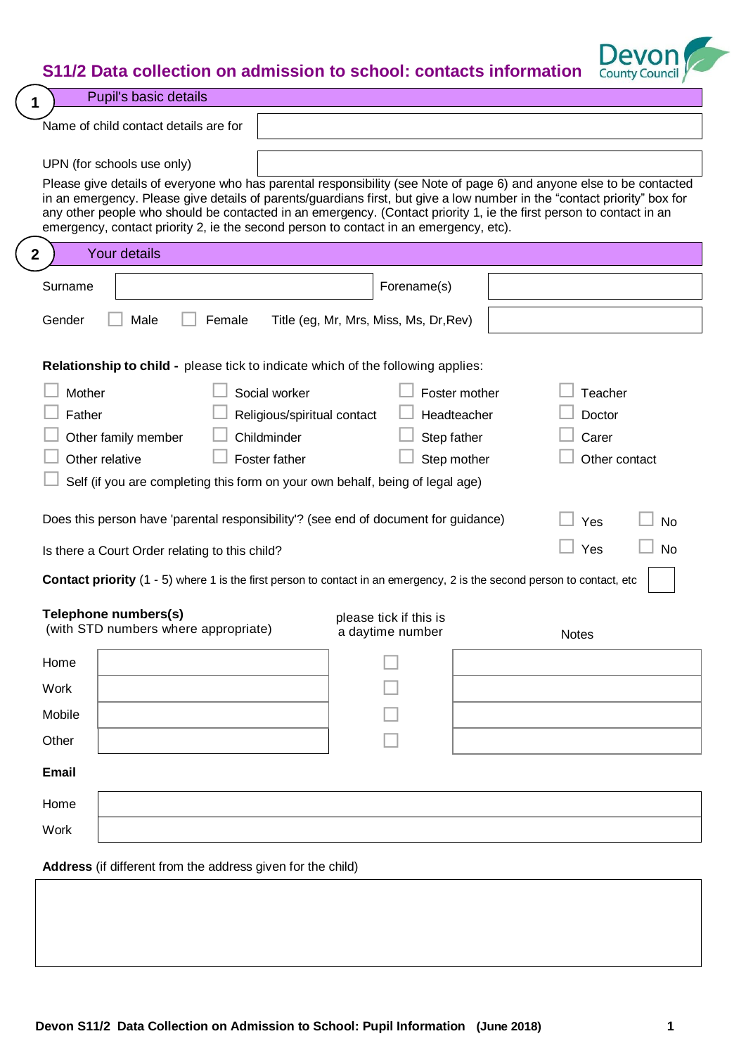# S11/2 Data collection on admission to school: contacts information

## 1 Pupil's basic details

Name of child contact details are for

UPN (for schools use only)

Please give details of everyone who has parental responsibility (see Note of page 6) and anyone else to be contacted in an emergency. Please give details of parents/guardians first, but give a low number in the "contact priority" box for any other people who should be contacted in an emergency. (Contact priority 1, ie the first person to contact in an emergency, contact priority 2, ie the second person to contact in an emergency, etc).

## 2 Your details

Surname | Forename(s)

Gender ☐ Male ☐ Female Title (eg, Mr, Mrs, Miss, Ms, Dr,Rev)

**Relationship to child -** please tick to indicate which of the following applies:

| | | | |
|---|---|---|---|
| ☐ Mother | ☐ Social worker | ☐ Foster mother | ☐ Teacher |
| ☐ Father | ☐ Religious/spiritual contact | ☐ Headteacher | ☐ Doctor |
| ☐ Other family member | ☐ Childminder | ☐ Step father | ☐ Carer |
| ☐ Other relative | ☐ Foster father | ☐ Step mother | ☐ Other contact |

☐ Self (if you are completing this form on your own behalf, being of legal age)

Does this person have 'parental responsibility'? (see end of document for guidance) ☐ Yes ☐ No

Is there a Court Order relating to this child? ☐ Yes ☐ No

**Contact priority** (1 - 5) where 1 is the first person to contact in an emergency, 2 is the second person to contact, etc ☐

**Telephone numbers(s)**
(with STD numbers where appropriate)

| | | please tick if this is a daytime number | Notes |
|---|---|---|---|
| Home | | ☐ | |
| Work | | ☐ | |
| Mobile | | ☐ | |
| Other | | ☐ | |

**Email**

| | |
|---|---|
| Home | |
| Work | |

**Address** (if different from the address given for the child)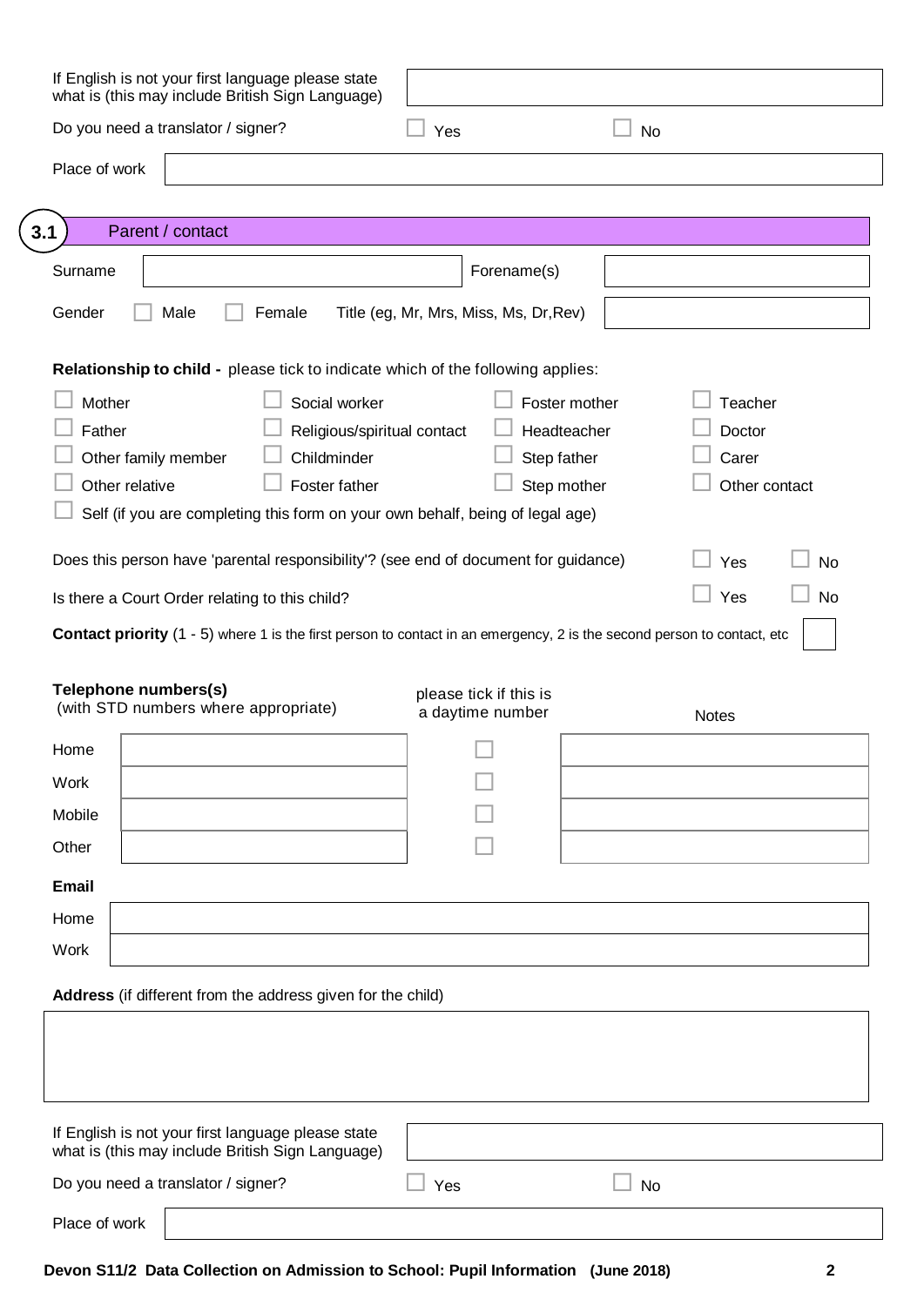If English is not your first language please state what is (this may include British Sign Language)

Do you need a translator / signer? ☐ Yes ☐ No

Place of work

## 3.1 Parent / contact

Surname | Forename(s)

Gender ☐ Male ☐ Female Title (eg, Mr, Mrs, Miss, Ms, Dr,Rev)

**Relationship to child -** please tick to indicate which of the following applies:

| | | | |
|---|---|---|---|
| ☐ Mother | ☐ Social worker | ☐ Foster mother | ☐ Teacher |
| ☐ Father | ☐ Religious/spiritual contact | ☐ Headteacher | ☐ Doctor |
| ☐ Other family member | ☐ Childminder | ☐ Step father | ☐ Carer |
| ☐ Other relative | ☐ Foster father | ☐ Step mother | ☐ Other contact |

☐ Self (if you are completing this form on your own behalf, being of legal age)

Does this person have 'parental responsibility'? (see end of document for guidance) ☐ Yes ☐ No

Is there a Court Order relating to this child? ☐ Yes ☐ No

**Contact priority** (1 - 5) where 1 is the first person to contact in an emergency, 2 is the second person to contact, etc

**Telephone numbers(s)**
(with STD numbers where appropriate)

| | | please tick if this is a daytime number | Notes |
|---|---|---|---|
| Home | | ☐ | |
| Work | | ☐ | |
| Mobile | | ☐ | |
| Other | | ☐ | |

**Email**

Home

Work

**Address** (if different from the address given for the child)

If English is not your first language please state what is (this may include British Sign Language)

Do you need a translator / signer? ☐ Yes ☐ No

Place of work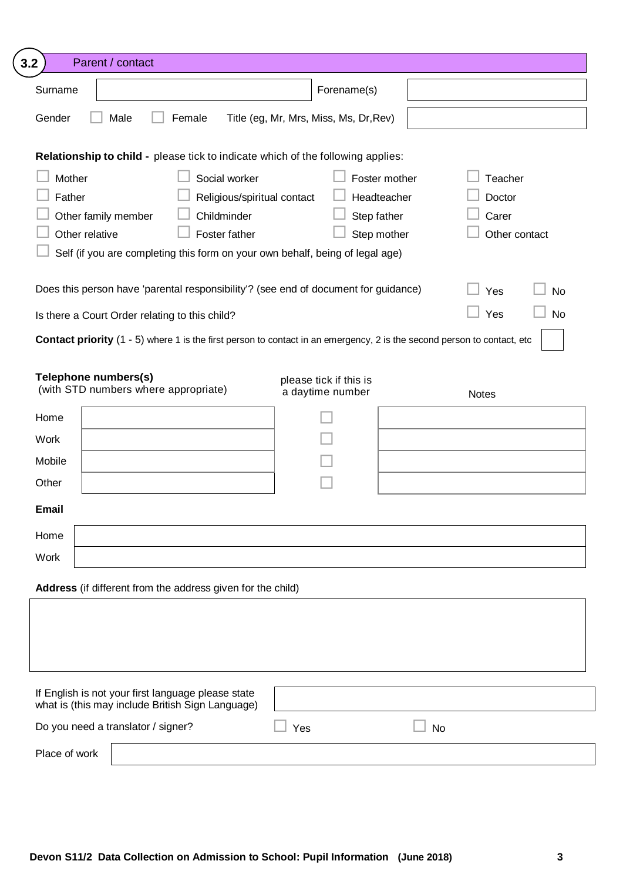## 3.2 Parent / contact

| Surname | | Forename(s) | |
|---|---|---|---|

Gender ☐ Male ☐ Female Title (eg, Mr, Mrs, Miss, Ms, Dr,Rev) 

**Relationship to child -** please tick to indicate which of the following applies:

| | | | |
|---|---|---|---|
| ☐ Mother | ☐ Social worker | ☐ Foster mother | ☐ Teacher |
| ☐ Father | ☐ Religious/spiritual contact | ☐ Headteacher | ☐ Doctor |
| ☐ Other family member | ☐ Childminder | ☐ Step father | ☐ Carer |
| ☐ Other relative | ☐ Foster father | ☐ Step mother | ☐ Other contact |

☐ Self (if you are completing this form on your own behalf, being of legal age)

Does this person have 'parental responsibility'? (see end of document for guidance) ☐ Yes ☐ No

Is there a Court Order relating to this child? ☐ Yes ☐ No

**Contact priority** (1 - 5) where 1 is the first person to contact in an emergency, 2 is the second person to contact, etc ☐

| **Telephone numbers(s)** (with STD numbers where appropriate) | | please tick if this is a daytime number | Notes |
|---|---|---|---|
| Home | | ☐ | |
| Work | | ☐ | |
| Mobile | | ☐ | |
| Other | | ☐ | |

**Email**

| | |
|---|---|
| Home | |
| Work | |

**Address** (if different from the address given for the child)

| |
|---|
| |

If English is not your first language please state what is (this may include British Sign Language)

Do you need a translator / signer? ☐ Yes ☐ No

Place of work

Devon S11/2 Data Collection on Admission to School: Pupil Information (June 2018)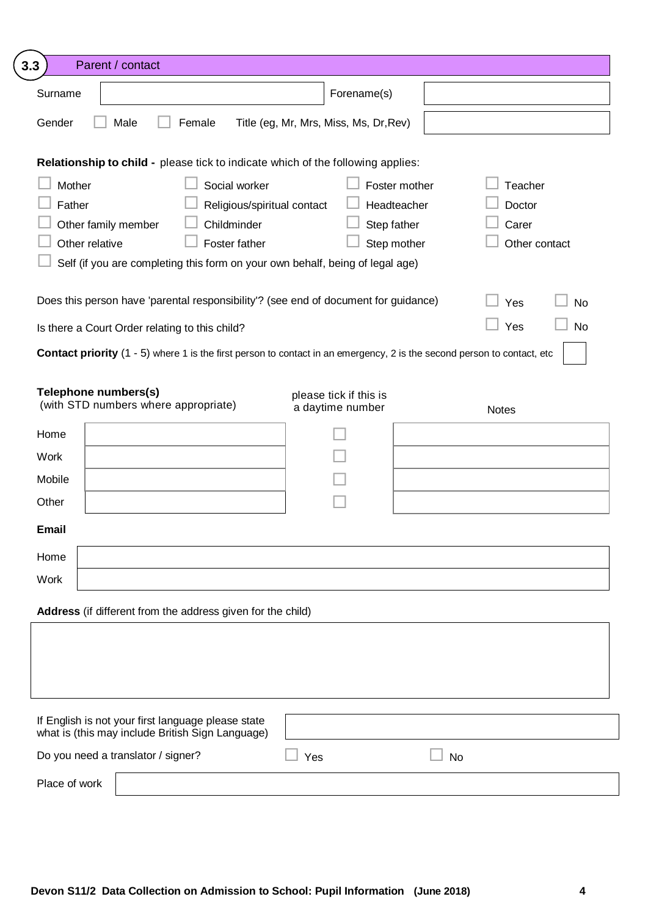## 3.3 Parent / contact

| Surname | | Forename(s) | |
|---|---|---|---|

Gender ☐ Male ☐ Female Title (eg, Mr, Mrs, Miss, Ms, Dr,Rev) [ ]

**Relationship to child -** please tick to indicate which of the following applies:

| | | | |
|---|---|---|---|
| ☐ Mother | ☐ Social worker | ☐ Foster mother | ☐ Teacher |
| ☐ Father | ☐ Religious/spiritual contact | ☐ Headteacher | ☐ Doctor |
| ☐ Other family member | ☐ Childminder | ☐ Step father | ☐ Carer |
| ☐ Other relative | ☐ Foster father | ☐ Step mother | ☐ Other contact |

☐ Self (if you are completing this form on your own behalf, being of legal age)

Does this person have 'parental responsibility'? (see end of document for guidance) ☐ Yes ☐ No

Is there a Court Order relating to this child? ☐ Yes ☐ No

**Contact priority** (1 - 5) where 1 is the first person to contact in an emergency, 2 is the second person to contact, etc [ ]

| **Telephone numbers(s)** (with STD numbers where appropriate) | | please tick if this is a daytime number | Notes |
|---|---|---|---|
| Home | | ☐ | |
| Work | | ☐ | |
| Mobile | | ☐ | |
| Other | | ☐ | |

**Email**

| | |
|---|---|
| Home | |
| Work | |

**Address** (if different from the address given for the child)

[ ]

If English is not your first language please state what is (this may include British Sign Language) [ ]

Do you need a translator / signer? ☐ Yes ☐ No

Place of work [ ]

**Devon S11/2 Data Collection on Admission to School: Pupil Information (June 2018)**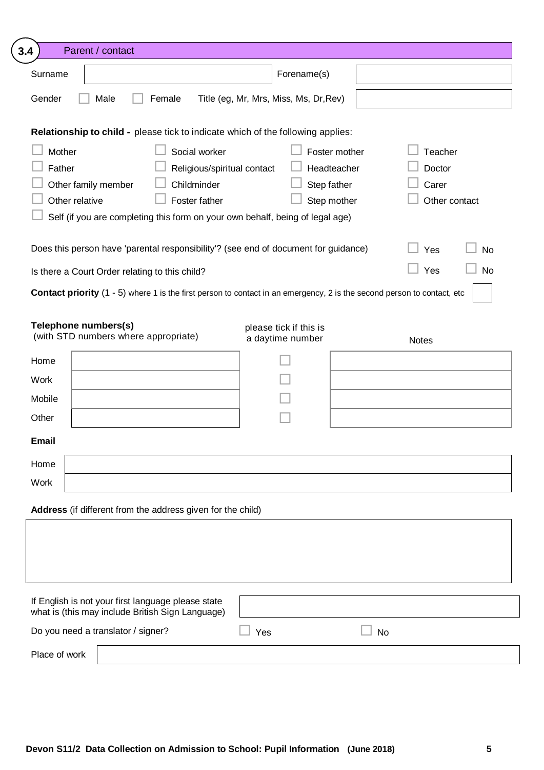## 3.4 Parent / contact

| Surname | | Forename(s) | |
|---|---|---|---|

Gender ☐ Male ☐ Female Title (eg, Mr, Mrs, Miss, Ms, Dr,Rev) [ ]

**Relationship to child -** please tick to indicate which of the following applies:

| | | | |
|---|---|---|---|
| ☐ Mother | ☐ Social worker | ☐ Foster mother | ☐ Teacher |
| ☐ Father | ☐ Religious/spiritual contact | ☐ Headteacher | ☐ Doctor |
| ☐ Other family member | ☐ Childminder | ☐ Step father | ☐ Carer |
| ☐ Other relative | ☐ Foster father | ☐ Step mother | ☐ Other contact |

☐ Self (if you are completing this form on your own behalf, being of legal age)

Does this person have 'parental responsibility'? (see end of document for guidance) ☐ Yes ☐ No

Is there a Court Order relating to this child? ☐ Yes ☐ No

**Contact priority** (1 - 5) where 1 is the first person to contact in an emergency, 2 is the second person to contact, etc [ ]

**Telephone numbers(s)**
(with STD numbers where appropriate)

| | | please tick if this is a daytime number | Notes |
|---|---|---|---|
| Home | | ☐ | |
| Work | | ☐ | |
| Mobile | | ☐ | |
| Other | | ☐ | |

**Email**

| | |
|---|---|
| Home | |
| Work | |

**Address** (if different from the address given for the child)

[ ]

If English is not your first language please state what is (this may include British Sign Language) [ ]

Do you need a translator / signer? ☐ Yes ☐ No

Place of work [ ]

**Devon S11/2 Data Collection on Admission to School: Pupil Information (June 2018)**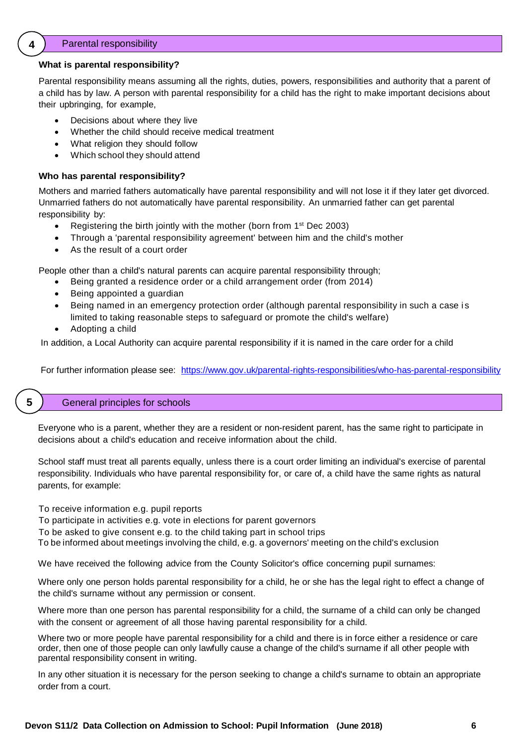## 4 Parental responsibility

**What is parental responsibility?**

Parental responsibility means assuming all the rights, duties, powers, responsibilities and authority that a parent of a child has by law. A person with parental responsibility for a child has the right to make important decisions about their upbringing, for example,

- Decisions about where they live
- Whether the child should receive medical treatment
- What religion they should follow
- Which school they should attend

**Who has parental responsibility?**

Mothers and married fathers automatically have parental responsibility and will not lose it if they later get divorced. Unmarried fathers do not automatically have parental responsibility. An unmarried father can get parental responsibility by:

- Registering the birth jointly with the mother (born from 1st Dec 2003)
- Through a 'parental responsibility agreement' between him and the child's mother
- As the result of a court order

People other than a child's natural parents can acquire parental responsibility through;

- Being granted a residence order or a child arrangement order (from 2014)
- Being appointed a guardian
- Being named in an emergency protection order (although parental responsibility in such a case is limited to taking reasonable steps to safeguard or promote the child's welfare)
- Adopting a child

In addition, a Local Authority can acquire parental responsibility if it is named in the care order for a child

For further information please see: [https://www.gov.uk/parental-rights-responsibilities/who-has-parental-responsibility](https://www.gov.uk/parental-rights-responsibilities/who-has-parental-responsibility)

## 5 General principles for schools

Everyone who is a parent, whether they are a resident or non-resident parent, has the same right to participate in decisions about a child's education and receive information about the child.

School staff must treat all parents equally, unless there is a court order limiting an individual's exercise of parental responsibility. Individuals who have parental responsibility for, or care of, a child have the same rights as natural parents, for example:

To receive information e.g. pupil reports
To participate in activities e.g. vote in elections for parent governors
To be asked to give consent e.g. to the child taking part in school trips
To be informed about meetings involving the child, e.g. a governors' meeting on the child's exclusion

We have received the following advice from the County Solicitor's office concerning pupil surnames:

Where only one person holds parental responsibility for a child, he or she has the legal right to effect a change of the child's surname without any permission or consent.

Where more than one person has parental responsibility for a child, the surname of a child can only be changed with the consent or agreement of all those having parental responsibility for a child.

Where two or more people have parental responsibility for a child and there is in force either a residence or care order, then one of those people can only lawfully cause a change of the child's surname if all other people with parental responsibility consent in writing.

In any other situation it is necessary for the person seeking to change a child's surname to obtain an appropriate order from a court.